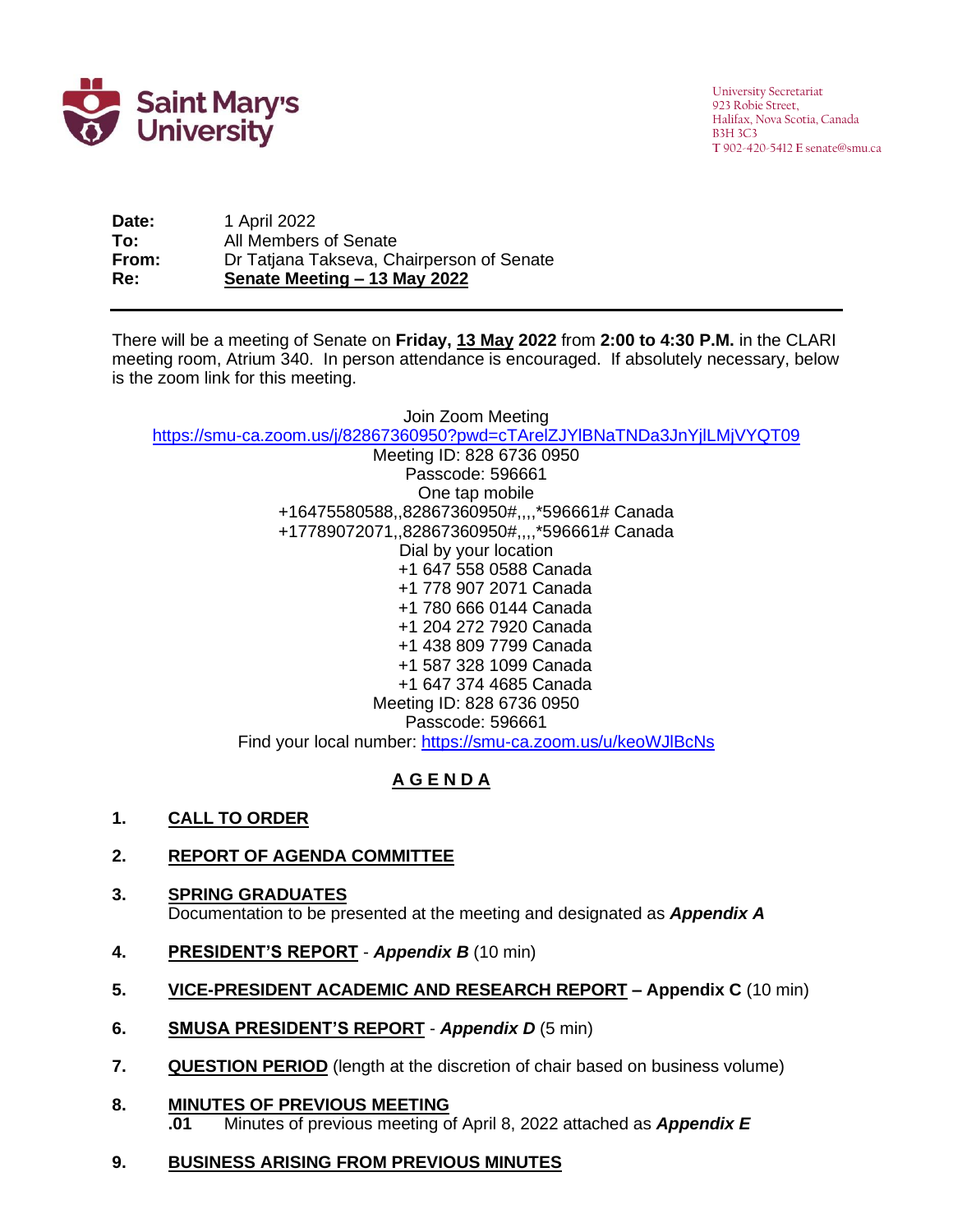Saint Mary's University

University Secretariat
923 Robie Street,
Halifax, Nova Scotia, Canada
B3H 3C3
T 902-420-5412 E senate@smu.ca

**Date:** 1 April 2022
**To:** All Members of Senate
**From:** Dr Tatjana Takseva, Chairperson of Senate
**Re:** **Senate Meeting – 13 May 2022**

---

There will be a meeting of Senate on **Friday, 13 May 2022** from **2:00 to 4:30 P.M.** in the CLARI meeting room, Atrium 340. In person attendance is encouraged. If absolutely necessary, below is the zoom link for this meeting.

Join Zoom Meeting
https://smu-ca.zoom.us/j/82867360950?pwd=cTArelZJYlBNaTNDa3JnYjlLMjVYQT09
Meeting ID: 828 6736 0950
Passcode: 596661
One tap mobile
+16475580588,,82867360950#,,,,*596661# Canada
+17789072071,,82867360950#,,,,*596661# Canada
Dial by your location
+1 647 558 0588 Canada
+1 778 907 2071 Canada
+1 780 666 0144 Canada
+1 204 272 7920 Canada
+1 438 809 7799 Canada
+1 587 328 1099 Canada
+1 647 374 4685 Canada
Meeting ID: 828 6736 0950
Passcode: 596661
Find your local number: https://smu-ca.zoom.us/u/keoWJlBcNs

## A G E N D A

1. **CALL TO ORDER**

2. **REPORT OF AGENDA COMMITTEE**

3. **SPRING GRADUATES**
   Documentation to be presented at the meeting and designated as ***Appendix A***

4. **PRESIDENT'S REPORT** - ***Appendix B*** (10 min)

5. **VICE-PRESIDENT ACADEMIC AND RESEARCH REPORT – Appendix C** (10 min)

6. **SMUSA PRESIDENT'S REPORT** - ***Appendix D*** (5 min)

7. **QUESTION PERIOD** (length at the discretion of chair based on business volume)

8. **MINUTES OF PREVIOUS MEETING**
   **.01** Minutes of previous meeting of April 8, 2022 attached as ***Appendix E***

9. **BUSINESS ARISING FROM PREVIOUS MINUTES**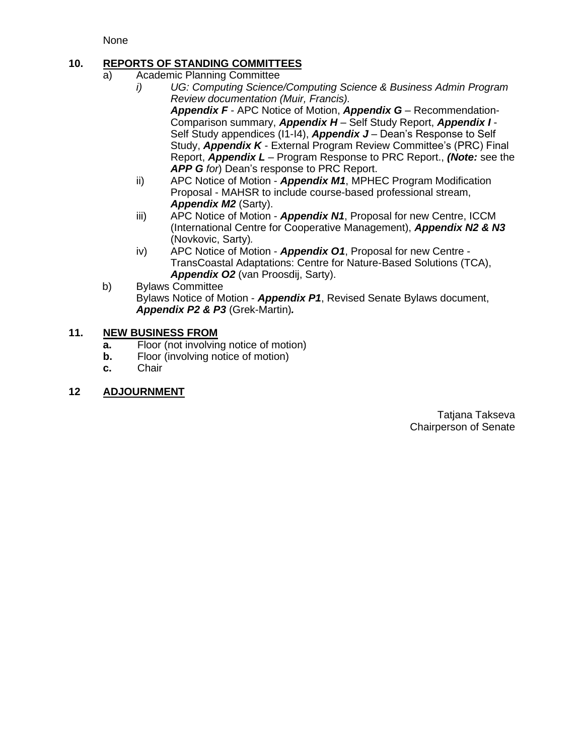None

## 10. REPORTS OF STANDING COMMITTEES

a) Academic Planning Committee

*i) UG: Computing Science/Computing Science & Business Admin Program Review documentation (Muir, Francis).*
***Appendix F*** - APC Notice of Motion, ***Appendix G*** – Recommendation-Comparison summary, ***Appendix H*** – Self Study Report, ***Appendix I*** - Self Study appendices (I1-I4), ***Appendix J*** – Dean's Response to Self Study, ***Appendix K*** - External Program Review Committee's (PRC) Final Report, ***Appendix L*** – Program Response to PRC Report., ***(Note:*** see the ***APP G*** *for*) Dean's response to PRC Report.

ii) APC Notice of Motion - ***Appendix M1***, MPHEC Program Modification Proposal - MAHSR to include course-based professional stream, ***Appendix M2*** (Sarty).

iii) APC Notice of Motion - ***Appendix N1***, Proposal for new Centre, ICCM (International Centre for Cooperative Management), ***Appendix N2 & N3*** (Novkovic, Sarty)*.*

iv) APC Notice of Motion - ***Appendix O1***, Proposal for new Centre - TransCoastal Adaptations: Centre for Nature-Based Solutions (TCA), ***Appendix O2*** (van Proosdij, Sarty).

b) Bylaws Committee

Bylaws Notice of Motion - ***Appendix P1***, Revised Senate Bylaws document, ***Appendix P2 & P3*** (Grek-Martin)***.***

## 11. NEW BUSINESS FROM

**a.** Floor (not involving notice of motion)
**b.** Floor (involving notice of motion)
**c.** Chair

## 12 ADJOURNMENT

Tatjana Takseva
Chairperson of Senate